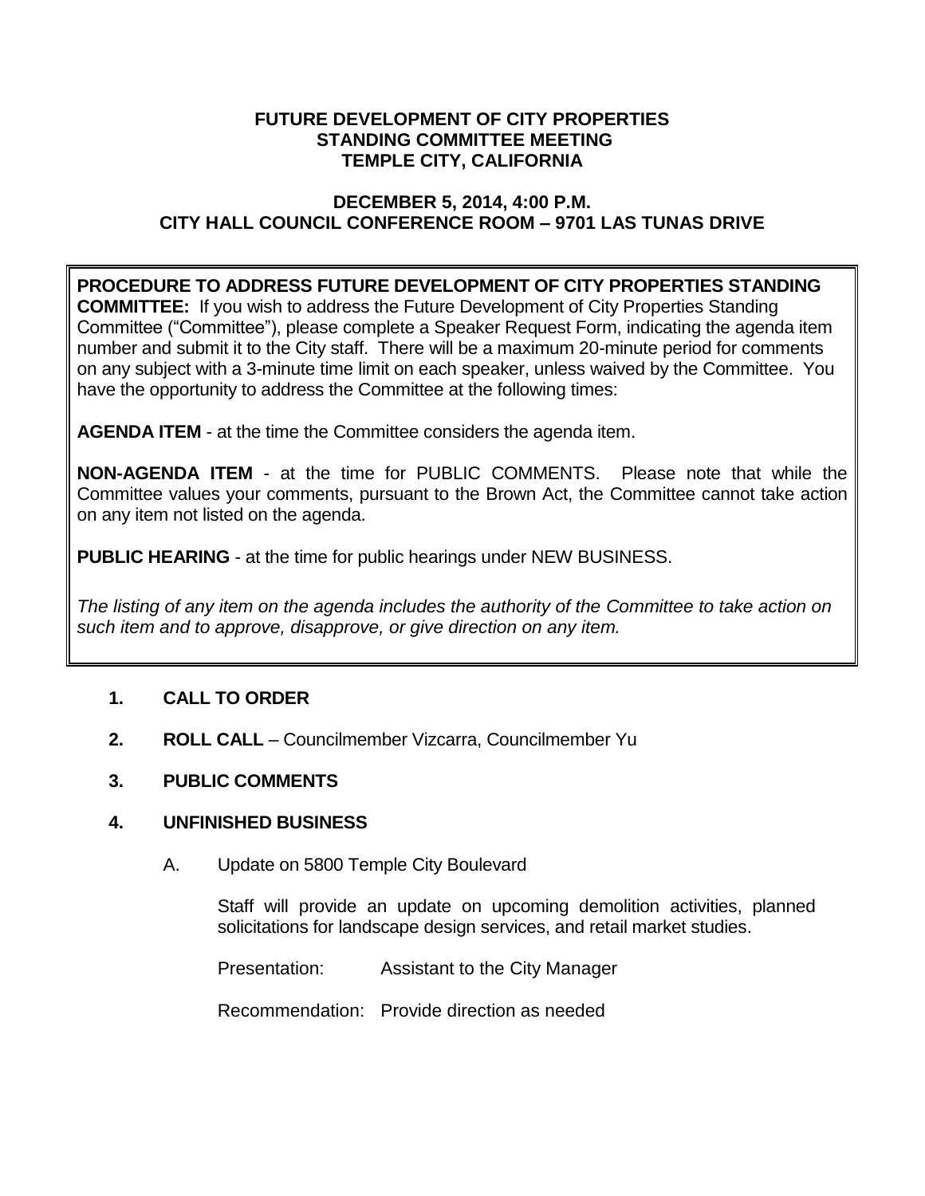# FUTURE DEVELOPMENT OF CITY PROPERTIES STANDING COMMITTEE MEETING TEMPLE CITY, CALIFORNIA

## DECEMBER 5, 2014, 4:00 P.M. CITY HALL COUNCIL CONFERENCE ROOM – 9701 LAS TUNAS DRIVE

**PROCEDURE TO ADDRESS FUTURE DEVELOPMENT OF CITY PROPERTIES STANDING COMMITTEE:** If you wish to address the Future Development of City Properties Standing Committee ("Committee"), please complete a Speaker Request Form, indicating the agenda item number and submit it to the City staff. There will be a maximum 20-minute period for comments on any subject with a 3-minute time limit on each speaker, unless waived by the Committee. You have the opportunity to address the Committee at the following times:

**AGENDA ITEM** - at the time the Committee considers the agenda item.

**NON-AGENDA ITEM** - at the time for PUBLIC COMMENTS. Please note that while the Committee values your comments, pursuant to the Brown Act, the Committee cannot take action on any item not listed on the agenda.

**PUBLIC HEARING** - at the time for public hearings under NEW BUSINESS.

*The listing of any item on the agenda includes the authority of the Committee to take action on such item and to approve, disapprove, or give direction on any item.*

1. **CALL TO ORDER**

2. **ROLL CALL** – Councilmember Vizcarra, Councilmember Yu

3. **PUBLIC COMMENTS**

4. **UNFINISHED BUSINESS**

   A. Update on 5800 Temple City Boulevard

      Staff will provide an update on upcoming demolition activities, planned solicitations for landscape design services, and retail market studies.

      Presentation: Assistant to the City Manager

      Recommendation: Provide direction as needed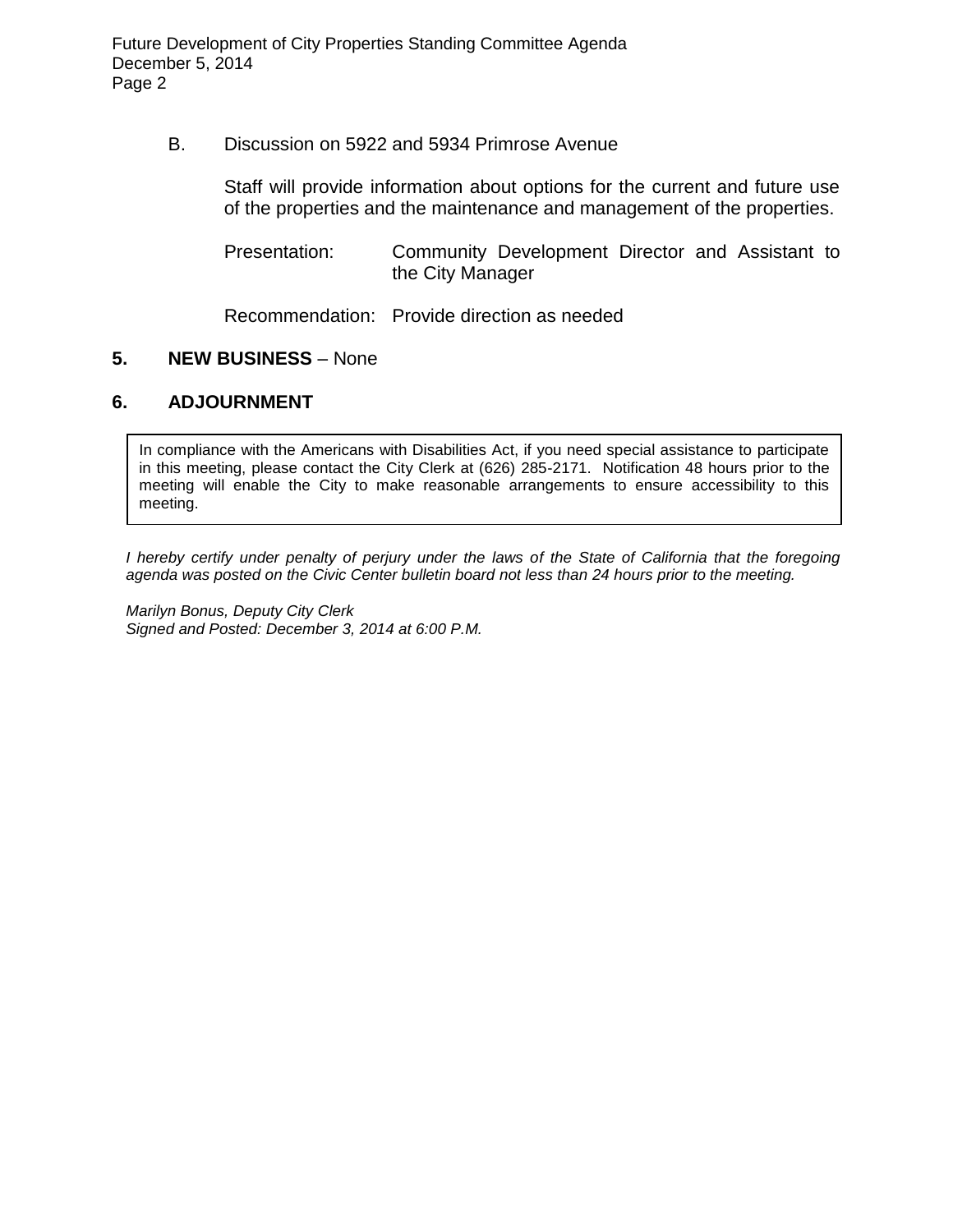B. Discussion on 5922 and 5934 Primrose Avenue

Staff will provide information about options for the current and future use of the properties and the maintenance and management of the properties.

Presentation: Community Development Director and Assistant to the City Manager

Recommendation: Provide direction as needed

## 5. **NEW BUSINESS** – None

## 6. **ADJOURNMENT**

In compliance with the Americans with Disabilities Act, if you need special assistance to participate in this meeting, please contact the City Clerk at (626) 285-2171. Notification 48 hours prior to the meeting will enable the City to make reasonable arrangements to ensure accessibility to this meeting.

*I hereby certify under penalty of perjury under the laws of the State of California that the foregoing agenda was posted on the Civic Center bulletin board not less than 24 hours prior to the meeting.*

*Marilyn Bonus, Deputy City Clerk*
*Signed and Posted: December 3, 2014 at 6:00 P.M.*